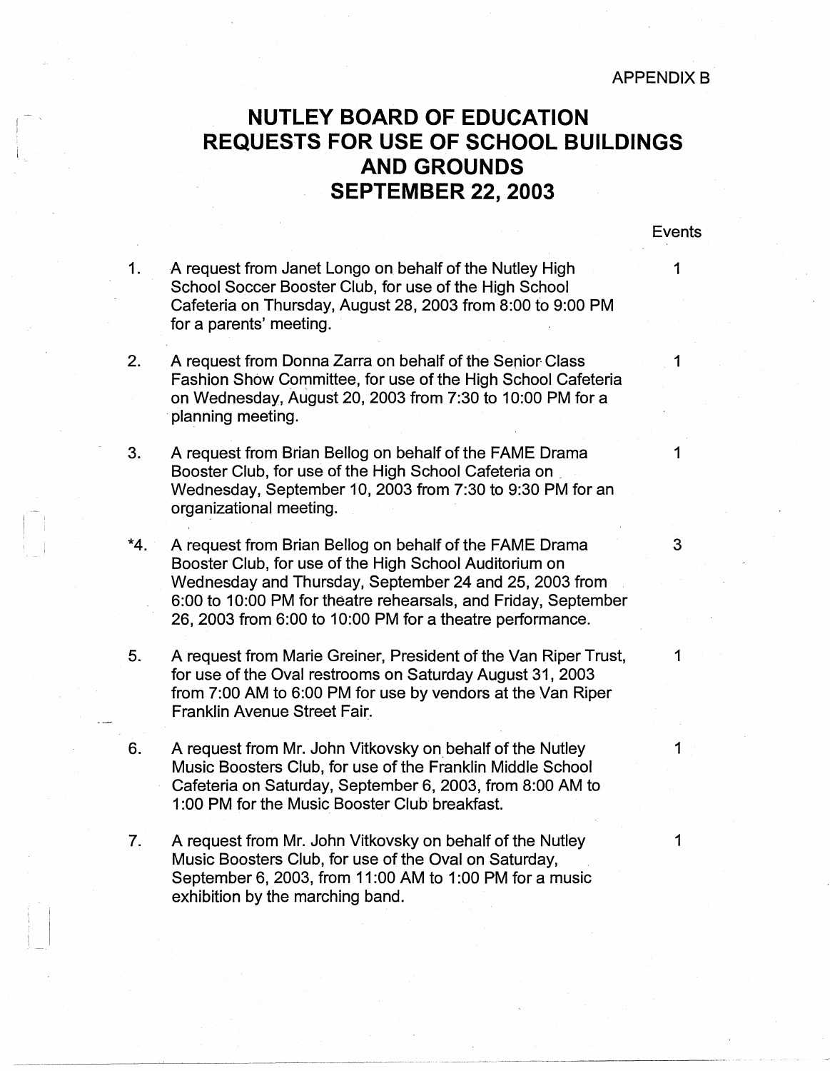APPENDIX B

# NUTLEY BOARD OF EDUCATION
# REQUESTS FOR USE OF SCHOOL BUILDINGS AND GROUNDS
# SEPTEMBER 22, 2003

| | | Events |
|---|---|---|
| 1. | A request from Janet Longo on behalf of the Nutley High School Soccer Booster Club, for use of the High School Cafeteria on Thursday, August 28, 2003 from 8:00 to 9:00 PM for a parents' meeting. | 1 |
| 2. | A request from Donna Zarra on behalf of the Senior Class Fashion Show Committee, for use of the High School Cafeteria on Wednesday, August 20, 2003 from 7:30 to 10:00 PM for a planning meeting. | 1 |
| 3. | A request from Brian Bellog on behalf of the FAME Drama Booster Club, for use of the High School Cafeteria on Wednesday, September 10, 2003 from 7:30 to 9:30 PM for an organizational meeting. | 1 |
| *4. | A request from Brian Bellog on behalf of the FAME Drama Booster Club, for use of the High School Auditorium on Wednesday and Thursday, September 24 and 25, 2003 from 6:00 to 10:00 PM for theatre rehearsals, and Friday, September 26, 2003 from 6:00 to 10:00 PM for a theatre performance. | 3 |
| 5. | A request from Marie Greiner, President of the Van Riper Trust, for use of the Oval restrooms on Saturday August 31, 2003 from 7:00 AM to 6:00 PM for use by vendors at the Van Riper Franklin Avenue Street Fair. | 1 |
| 6. | A request from Mr. John Vitkovsky on behalf of the Nutley Music Boosters Club, for use of the Franklin Middle School Cafeteria on Saturday, September 6, 2003, from 8:00 AM to 1:00 PM for the Music Booster Club breakfast. | 1 |
| 7. | A request from Mr. John Vitkovsky on behalf of the Nutley Music Boosters Club, for use of the Oval on Saturday, September 6, 2003, from 11:00 AM to 1:00 PM for a music exhibition by the marching band. | 1 |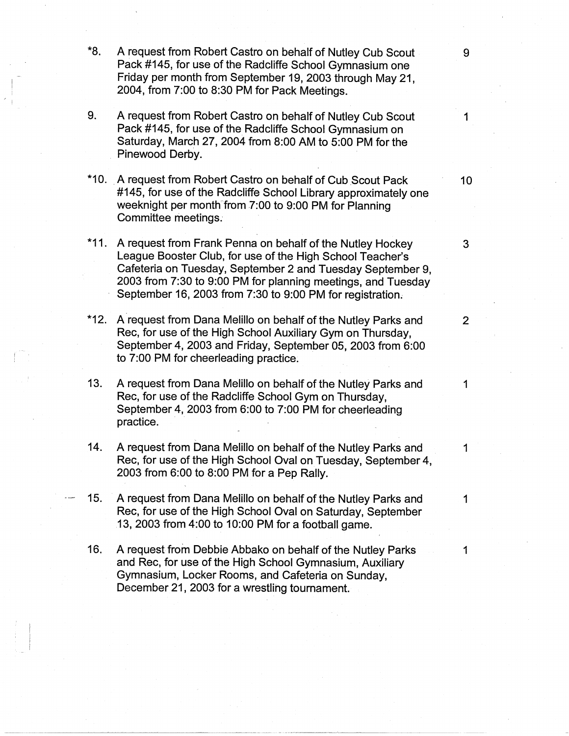| | | |
|---|---|---|
| *8. | A request from Robert Castro on behalf of Nutley Cub Scout Pack #145, for use of the Radcliffe School Gymnasium one Friday per month from September 19, 2003 through May 21, 2004, from 7:00 to 8:30 PM for Pack Meetings. | 9 |
| 9. | A request from Robert Castro on behalf of Nutley Cub Scout Pack #145, for use of the Radcliffe School Gymnasium on Saturday, March 27, 2004 from 8:00 AM to 5:00 PM for the Pinewood Derby. | 1 |
| *10. | A request from Robert Castro on behalf of Cub Scout Pack #145, for use of the Radcliffe School Library approximately one weeknight per month from 7:00 to 9:00 PM for Planning Committee meetings. | 10 |
| *11. | A request from Frank Penna on behalf of the Nutley Hockey League Booster Club, for use of the High School Teacher's Cafeteria on Tuesday, September 2 and Tuesday September 9, 2003 from 7:30 to 9:00 PM for planning meetings, and Tuesday September 16, 2003 from 7:30 to 9:00 PM for registration. | 3 |
| *12. | A request from Dana Melillo on behalf of the Nutley Parks and Rec, for use of the High School Auxiliary Gym on Thursday, September 4, 2003 and Friday, September 05, 2003 from 6:00 to 7:00 PM for cheerleading practice. | 2 |
| 13. | A request from Dana Melillo on behalf of the Nutley Parks and Rec, for use of the Radcliffe School Gym on Thursday, September 4, 2003 from 6:00 to 7:00 PM for cheerleading practice. | 1 |
| 14. | A request from Dana Melillo on behalf of the Nutley Parks and Rec, for use of the High School Oval on Tuesday, September 4, 2003 from 6:00 to 8:00 PM for a Pep Rally. | 1 |
| 15. | A request from Dana Melillo on behalf of the Nutley Parks and Rec, for use of the High School Oval on Saturday, September 13, 2003 from 4:00 to 10:00 PM for a football game. | 1 |
| 16. | A request from Debbie Abbako on behalf of the Nutley Parks and Rec, for use of the High School Gymnasium, Auxiliary Gymnasium, Locker Rooms, and Cafeteria on Sunday, December 21, 2003 for a wrestling tournament. | 1 |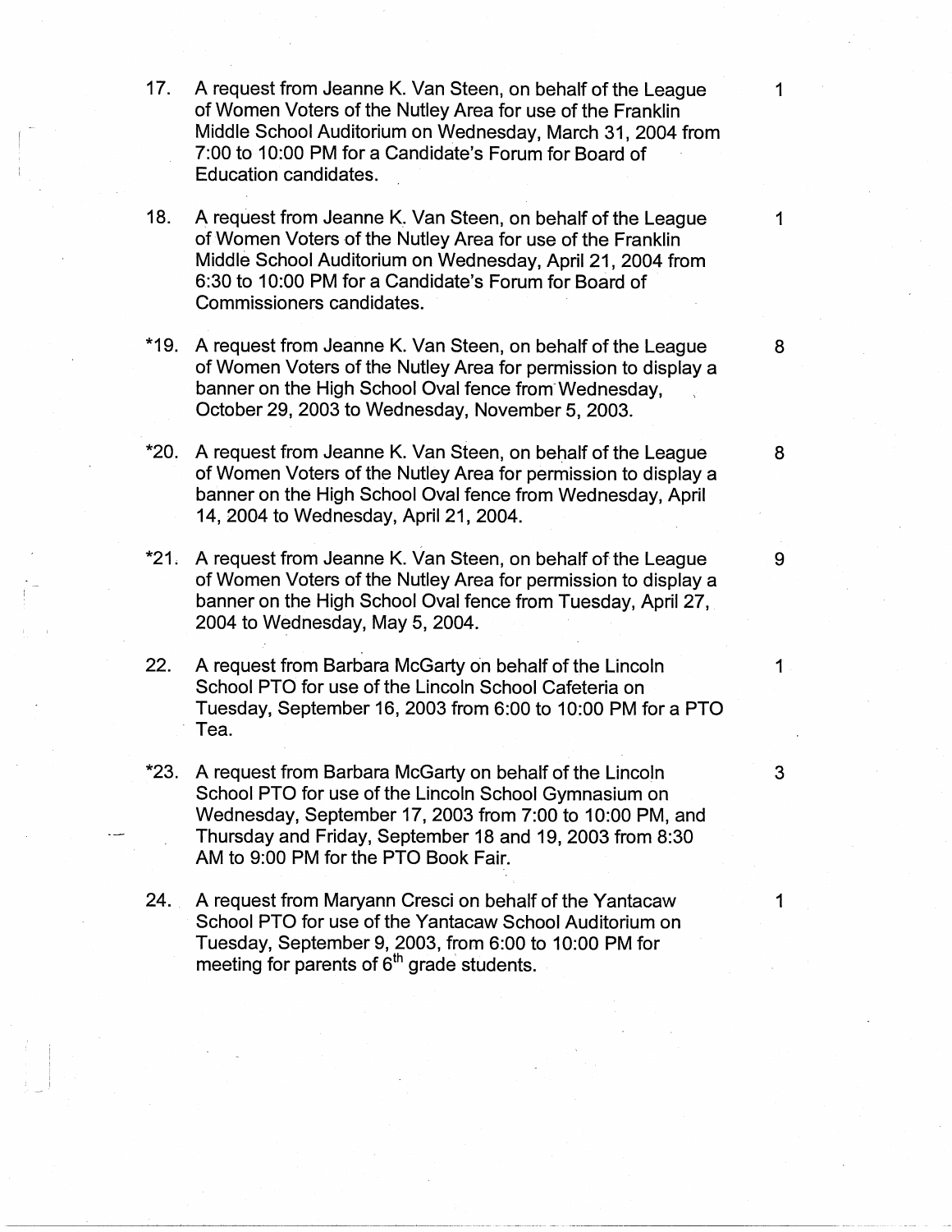17. A request from Jeanne K. Van Steen, on behalf of the League of Women Voters of the Nutley Area for use of the Franklin Middle School Auditorium on Wednesday, March 31, 2004 from 7:00 to 10:00 PM for a Candidate's Forum for Board of Education candidates. — 1

18. A request from Jeanne K. Van Steen, on behalf of the League of Women Voters of the Nutley Area for use of the Franklin Middle School Auditorium on Wednesday, April 21, 2004 from 6:30 to 10:00 PM for a Candidate's Forum for Board of Commissioners candidates. — 1

*19. A request from Jeanne K. Van Steen, on behalf of the League of Women Voters of the Nutley Area for permission to display a banner on the High School Oval fence from Wednesday, October 29, 2003 to Wednesday, November 5, 2003. — 8

*20. A request from Jeanne K. Van Steen, on behalf of the League of Women Voters of the Nutley Area for permission to display a banner on the High School Oval fence from Wednesday, April 14, 2004 to Wednesday, April 21, 2004. — 8

*21. A request from Jeanne K. Van Steen, on behalf of the League of Women Voters of the Nutley Area for permission to display a banner on the High School Oval fence from Tuesday, April 27, 2004 to Wednesday, May 5, 2004. — 9

22. A request from Barbara McGarty on behalf of the Lincoln School PTO for use of the Lincoln School Cafeteria on Tuesday, September 16, 2003 from 6:00 to 10:00 PM for a PTO Tea. — 1

*23. A request from Barbara McGarty on behalf of the Lincoln School PTO for use of the Lincoln School Gymnasium on Wednesday, September 17, 2003 from 7:00 to 10:00 PM, and Thursday and Friday, September 18 and 19, 2003 from 8:30 AM to 9:00 PM for the PTO Book Fair. — 3

24. A request from Maryann Cresci on behalf of the Yantacaw School PTO for use of the Yantacaw School Auditorium on Tuesday, September 9, 2003, from 6:00 to 10:00 PM for meeting for parents of 6th grade students. — 1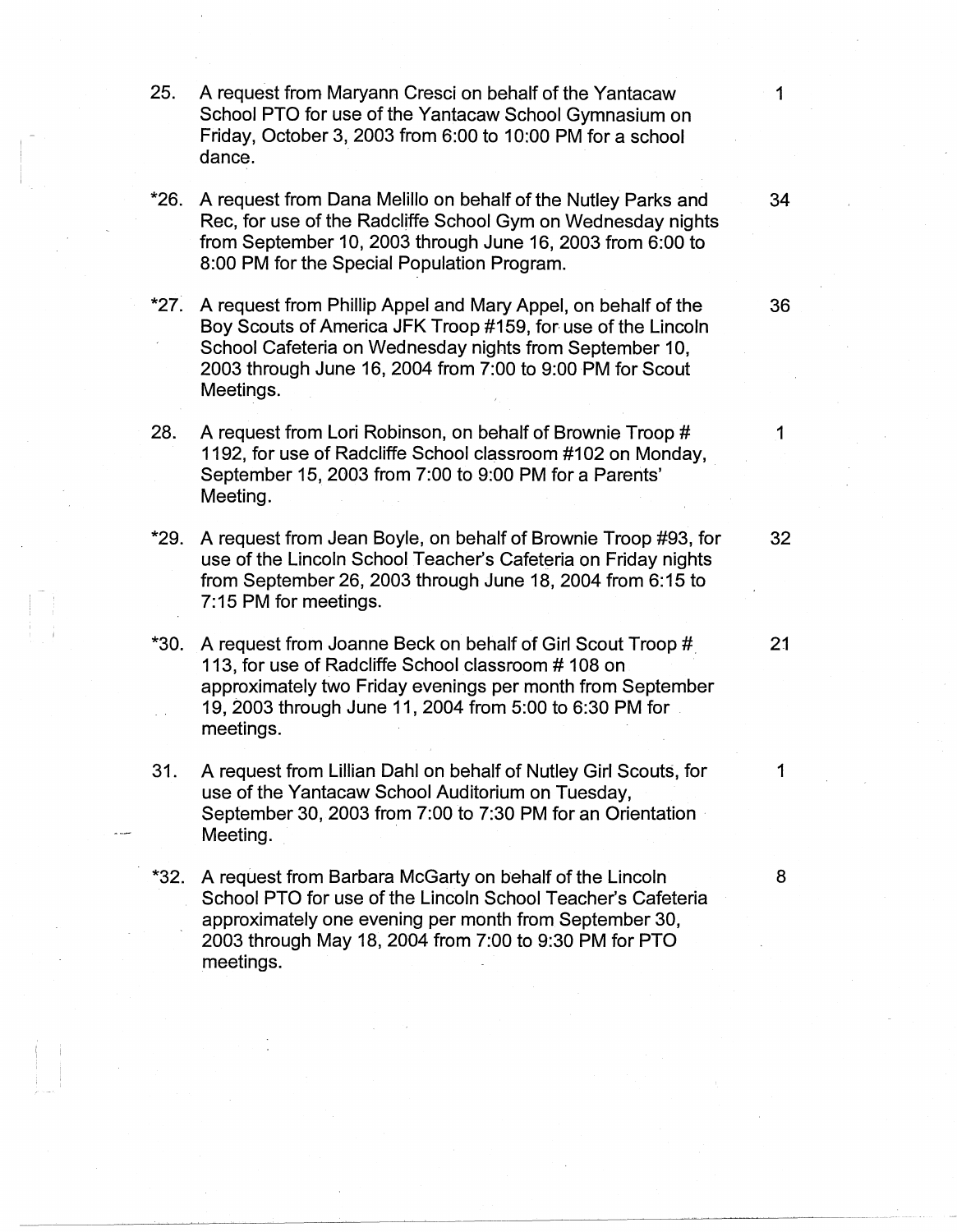25. A request from Maryann Cresci on behalf of the Yantacaw School PTO for use of the Yantacaw School Gymnasium on Friday, October 3, 2003 from 6:00 to 10:00 PM for a school dance. — 1

*26. A request from Dana Melillo on behalf of the Nutley Parks and Rec, for use of the Radcliffe School Gym on Wednesday nights from September 10, 2003 through June 16, 2003 from 6:00 to 8:00 PM for the Special Population Program. — 34

*27. A request from Phillip Appel and Mary Appel, on behalf of the Boy Scouts of America JFK Troop #159, for use of the Lincoln School Cafeteria on Wednesday nights from September 10, 2003 through June 16, 2004 from 7:00 to 9:00 PM for Scout Meetings. — 36

28. A request from Lori Robinson, on behalf of Brownie Troop # 1192, for use of Radcliffe School classroom #102 on Monday, September 15, 2003 from 7:00 to 9:00 PM for a Parents' Meeting. — 1

*29. A request from Jean Boyle, on behalf of Brownie Troop #93, for use of the Lincoln School Teacher's Cafeteria on Friday nights from September 26, 2003 through June 18, 2004 from 6:15 to 7:15 PM for meetings. — 32

*30. A request from Joanne Beck on behalf of Girl Scout Troop # 113, for use of Radcliffe School classroom # 108 on approximately two Friday evenings per month from September 19, 2003 through June 11, 2004 from 5:00 to 6:30 PM for meetings. — 21

31. A request from Lillian Dahl on behalf of Nutley Girl Scouts, for use of the Yantacaw School Auditorium on Tuesday, September 30, 2003 from 7:00 to 7:30 PM for an Orientation Meeting. — 1

*32. A request from Barbara McGarty on behalf of the Lincoln School PTO for use of the Lincoln School Teacher's Cafeteria approximately one evening per month from September 30, 2003 through May 18, 2004 from 7:00 to 9:30 PM for PTO meetings. — 8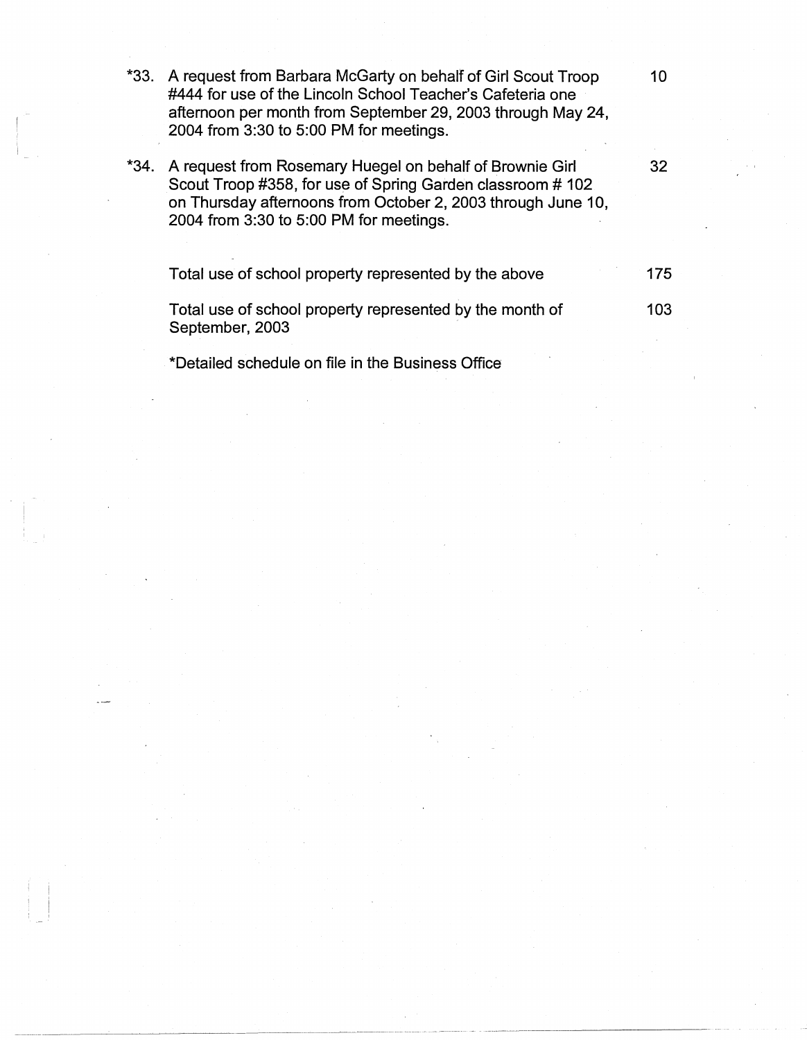| | | |
|---|---|---|
| *33. | A request from Barbara McGarty on behalf of Girl Scout Troop #444 for use of the Lincoln School Teacher's Cafeteria one afternoon per month from September 29, 2003 through May 24, 2004 from 3:30 to 5:00 PM for meetings. | 10 |
| *34. | A request from Rosemary Huegel on behalf of Brownie Girl Scout Troop #358, for use of Spring Garden classroom # 102 on Thursday afternoons from October 2, 2003 through June 10, 2004 from 3:30 to 5:00 PM for meetings. | 32 |
| | Total use of school property represented by the above | 175 |
| | Total use of school property represented by the month of September, 2003 | 103 |

*Detailed schedule on file in the Business Office